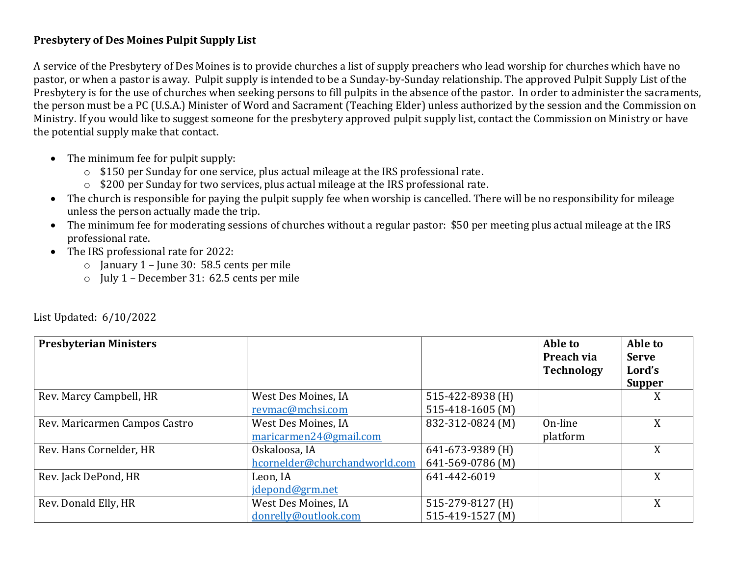**Presbytery of Des Moines Pulpit Supply List**

A service of the Presbytery of Des Moines is to provide churches a list of supply preachers who lead worship for churches which have no pastor, or when a pastor is away. Pulpit supply is intended to be a Sunday-by-Sunday relationship. The approved Pulpit Supply List of the Presbytery is for the use of churches when seeking persons to fill pulpits in the absence of the pastor. In order to administer the sacraments, the person must be a PC (U.S.A.) Minister of Word and Sacrament (Teaching Elder) unless authorized by the session and the Commission on Ministry. If you would like to suggest someone for the presbytery approved pulpit supply list, contact the Commission on Ministry or have the potential supply make that contact.

- The minimum fee for pulpit supply:
  - $150 per Sunday for one service, plus actual mileage at the IRS professional rate.
  - $200 per Sunday for two services, plus actual mileage at the IRS professional rate.
- The church is responsible for paying the pulpit supply fee when worship is cancelled. There will be no responsibility for mileage unless the person actually made the trip.
- The minimum fee for moderating sessions of churches without a regular pastor: $50 per meeting plus actual mileage at the IRS professional rate.
- The IRS professional rate for 2022:
  - January 1 – June 30: 58.5 cents per mile
  - July 1 – December 31: 62.5 cents per mile

List Updated: 6/10/2022

| **Presbyterian Ministers** | | | **Able to Preach via Technology** | **Able to Serve Lord's Supper** |
|---|---|---|---|---|
| Rev. Marcy Campbell, HR | West Des Moines, IA<br>revmac@mchsi.com | 515-422-8938 (H)<br>515-418-1605 (M) | | X |
| Rev. Maricarmen Campos Castro | West Des Moines, IA<br>maricarmen24@gmail.com | 832-312-0824 (M) | On-line platform | X |
| Rev. Hans Cornelder, HR | Oskaloosa, IA<br>hcornelder@churchandworld.com | 641-673-9389 (H)<br>641-569-0786 (M) | | X |
| Rev. Jack DePond, HR | Leon, IA<br>jdepond@grm.net | 641-442-6019 | | X |
| Rev. Donald Elly, HR | West Des Moines, IA<br>donrelly@outlook.com | 515-279-8127 (H)<br>515-419-1527 (M) | | X |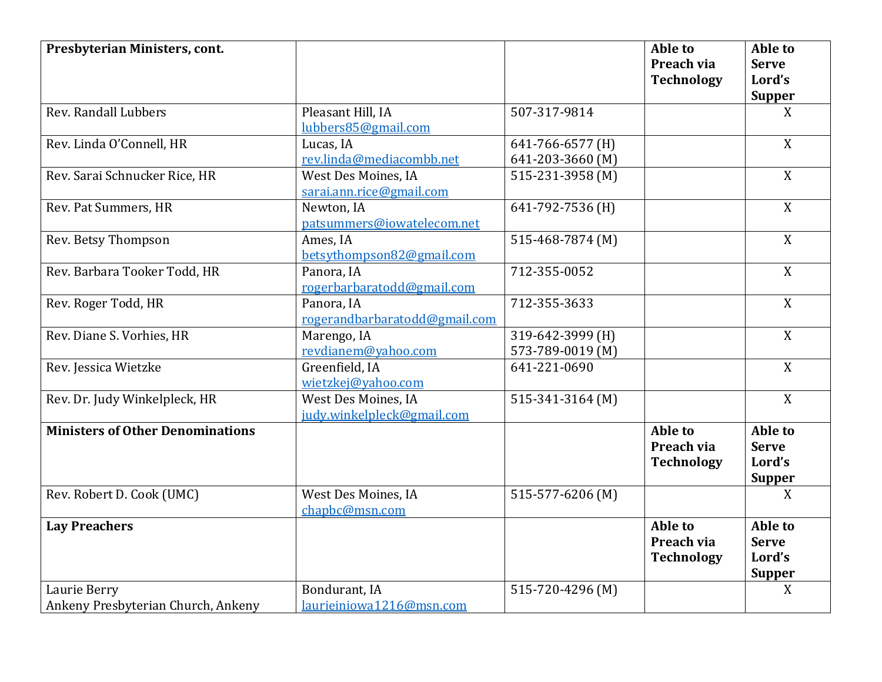| Presbyterian Ministers, cont. | | | Able to Preach via Technology | Able to Serve Lord's Supper |
|---|---|---|---|---|
| Rev. Randall Lubbers | Pleasant Hill, IA<br>lubbers85@gmail.com | 507-317-9814 | | X |
| Rev. Linda O'Connell, HR | Lucas, IA<br>rev.linda@mediacombb.net | 641-766-6577 (H)<br>641-203-3660 (M) | | X |
| Rev. Sarai Schnucker Rice, HR | West Des Moines, IA<br>sarai.ann.rice@gmail.com | 515-231-3958 (M) | | X |
| Rev. Pat Summers, HR | Newton, IA<br>patsummers@iowatelecom.net | 641-792-7536 (H) | | X |
| Rev. Betsy Thompson | Ames, IA<br>betsythompson82@gmail.com | 515-468-7874 (M) | | X |
| Rev. Barbara Tooker Todd, HR | Panora, IA<br>rogerbarbaratodd@gmail.com | 712-355-0052 | | X |
| Rev. Roger Todd, HR | Panora, IA<br>rogerandbarbaratodd@gmail.com | 712-355-3633 | | X |
| Rev. Diane S. Vorhies, HR | Marengo, IA<br>revdianem@yahoo.com | 319-642-3999 (H)<br>573-789-0019 (M) | | X |
| Rev. Jessica Wietzke | Greenfield, IA<br>wietzkej@yahoo.com | 641-221-0690 | | X |
| Rev. Dr. Judy Winkelpleck, HR | West Des Moines, IA<br>judy.winkelpleck@gmail.com | 515-341-3164 (M) | | X |
| **Ministers of Other Denominations** | | | **Able to Preach via Technology** | **Able to Serve Lord's Supper** |
| Rev. Robert D. Cook (UMC) | West Des Moines, IA<br>chapbc@msn.com | 515-577-6206 (M) | | X |
| **Lay Preachers** | | | **Able to Preach via Technology** | **Able to Serve Lord's Supper** |
| Laurie Berry<br>Ankeny Presbyterian Church, Ankeny | Bondurant, IA<br>laurieiniowa1216@msn.com | 515-720-4296 (M) | | X |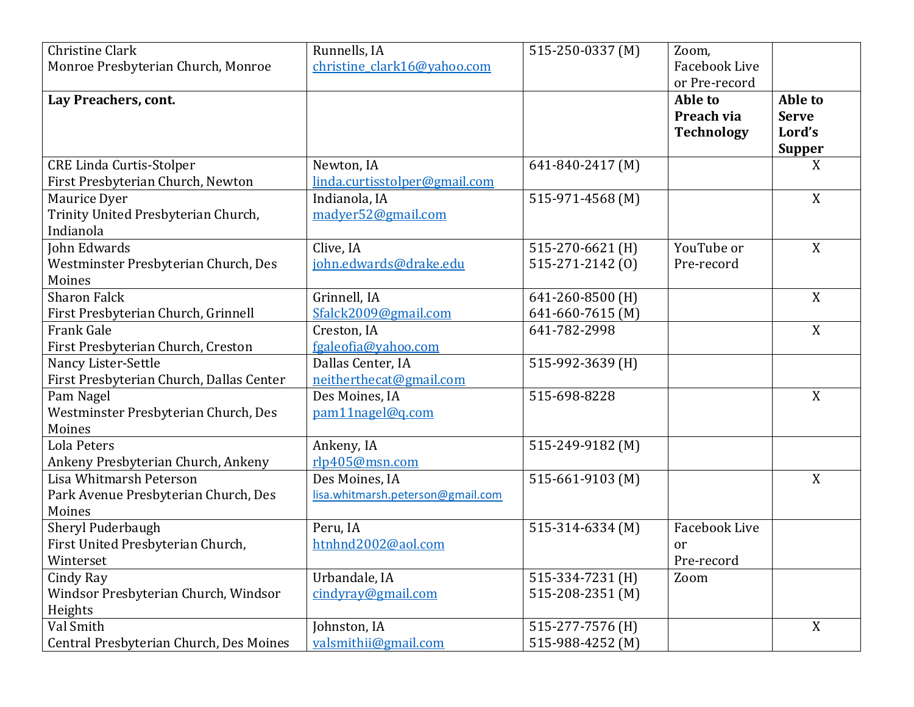| Christine Clark<br>Monroe Presbyterian Church, Monroe | Runnells, IA<br>christine_clark16@yahoo.com | 515-250-0337 (M) | Zoom, Facebook Live or Pre-record | |
|---|---|---|---|---|
| **Lay Preachers, cont.** | | | **Able to Preach via Technology** | **Able to Serve Lord's Supper** |
| CRE Linda Curtis-Stolper<br>First Presbyterian Church, Newton | Newton, IA<br>linda.curtisstolper@gmail.com | 641-840-2417 (M) | | X |
| Maurice Dyer<br>Trinity United Presbyterian Church, Indianola | Indianola, IA<br>madyer52@gmail.com | 515-971-4568 (M) | | X |
| John Edwards<br>Westminster Presbyterian Church, Des Moines | Clive, IA<br>john.edwards@drake.edu | 515-270-6621 (H)<br>515-271-2142 (O) | YouTube or Pre-record | X |
| Sharon Falck<br>First Presbyterian Church, Grinnell | Grinnell, IA<br>Sfalck2009@gmail.com | 641-260-8500 (H)<br>641-660-7615 (M) | | X |
| Frank Gale<br>First Presbyterian Church, Creston | Creston, IA<br>fgaleofia@yahoo.com | 641-782-2998 | | X |
| Nancy Lister-Settle<br>First Presbyterian Church, Dallas Center | Dallas Center, IA<br>neitherthecat@gmail.com | 515-992-3639 (H) | | |
| Pam Nagel<br>Westminster Presbyterian Church, Des Moines | Des Moines, IA<br>pam11nagel@q.com | 515-698-8228 | | X |
| Lola Peters<br>Ankeny Presbyterian Church, Ankeny | Ankeny, IA<br>rlp405@msn.com | 515-249-9182 (M) | | |
| Lisa Whitmarsh Peterson<br>Park Avenue Presbyterian Church, Des Moines | Des Moines, IA<br>lisa.whitmarsh.peterson@gmail.com | 515-661-9103 (M) | | X |
| Sheryl Puderbaugh<br>First United Presbyterian Church, Winterset | Peru, IA<br>htnhnd2002@aol.com | 515-314-6334 (M) | Facebook Live or Pre-record | |
| Cindy Ray<br>Windsor Presbyterian Church, Windsor Heights | Urbandale, IA<br>cindyray@gmail.com | 515-334-7231 (H)<br>515-208-2351 (M) | Zoom | |
| Val Smith<br>Central Presbyterian Church, Des Moines | Johnston, IA<br>valsmithii@gmail.com | 515-277-7576 (H)<br>515-988-4252 (M) | | X |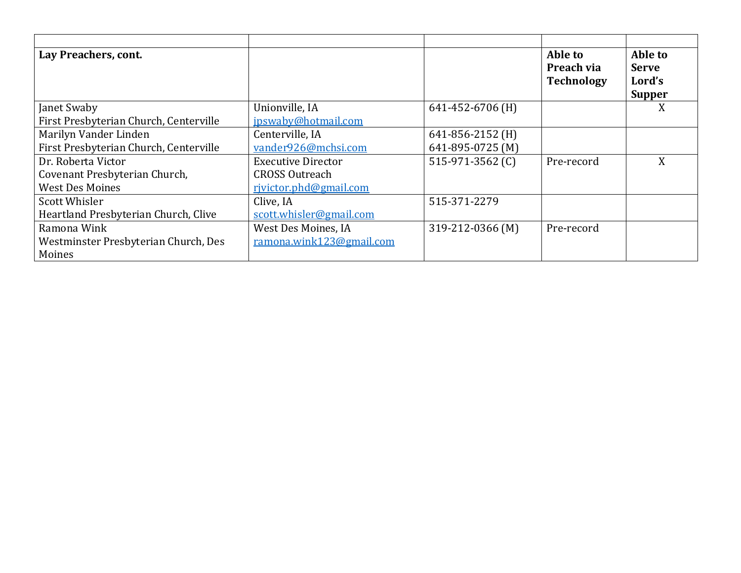| | | | | |
|---|---|---|---|---|
| **Lay Preachers, cont.** | | | **Able to Preach via Technology** | **Able to Serve Lord's Supper** |
| Janet Swaby<br>First Presbyterian Church, Centerville | Unionville, IA<br>jpswaby@hotmail.com | 641-452-6706 (H) | | X |
| Marilyn Vander Linden<br>First Presbyterian Church, Centerville | Centerville, IA<br>vander926@mchsi.com | 641-856-2152 (H)<br>641-895-0725 (M) | | |
| Dr. Roberta Victor<br>Covenant Presbyterian Church,<br>West Des Moines | Executive Director<br>CROSS Outreach<br>rjvictor.phd@gmail.com | 515-971-3562 (C) | Pre-record | X |
| Scott Whisler<br>Heartland Presbyterian Church, Clive | Clive, IA<br>scott.whisler@gmail.com | 515-371-2279 | | |
| Ramona Wink<br>Westminster Presbyterian Church, Des Moines | West Des Moines, IA<br>ramona.wink123@gmail.com | 319-212-0366 (M) | Pre-record | |